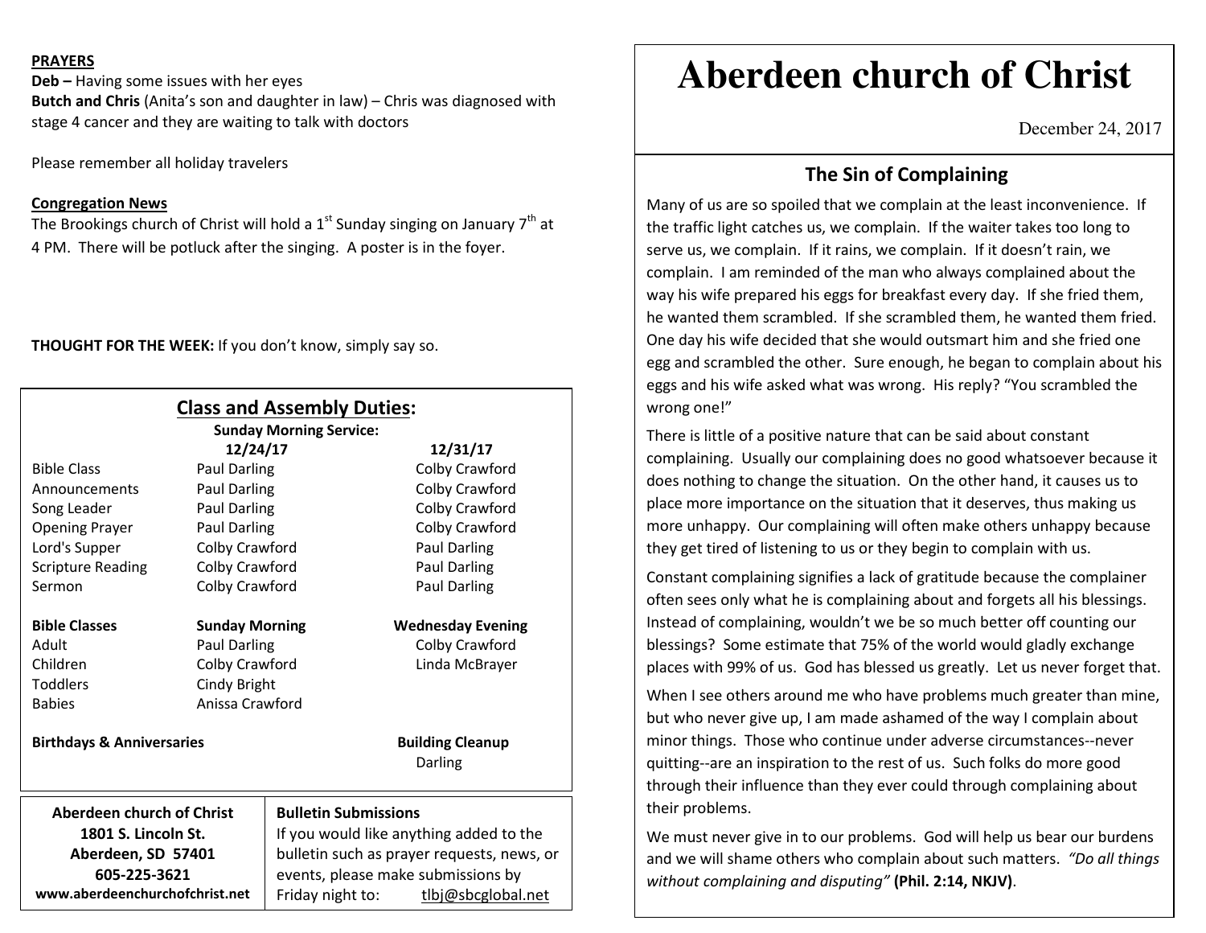# Aberdeen church of Christ

December 24, 2017

## The Sin of Complaining

Many of us are so spoiled that we complain at the least inconvenience. If the traffic light catches us, we complain. If the waiter takes too long to serve us, we complain. If it rains, we complain. If it doesn't rain, we complain. I am reminded of the man who always complained about the way his wife prepared his eggs for breakfast every day. If she fried them, he wanted them scrambled. If she scrambled them, he wanted them fried. One day his wife decided that she would outsmart him and she fried one egg and scrambled the other. Sure enough, he began to complain about his eggs and his wife asked what was wrong. His reply? "You scrambled the wrong one!"

There is little of a positive nature that can be said about constant complaining. Usually our complaining does no good whatsoever because it does nothing to change the situation. On the other hand, it causes us to place more importance on the situation that it deserves, thus making us more unhappy. Our complaining will often make others unhappy because they get tired of listening to us or they begin to complain with us.

Constant complaining signifies a lack of gratitude because the complainer often sees only what he is complaining about and forgets all his blessings. Instead of complaining, wouldn't we be so much better off counting our blessings? Some estimate that 75% of the world would gladly exchange places with 99% of us. God has blessed us greatly. Let us never forget that.

When I see others around me who have problems much greater than mine, but who never give up, I am made ashamed of the way I complain about minor things. Those who continue under adverse circumstances--never quitting--are an inspiration to the rest of us. Such folks do more good through their influence than they ever could through complaining about their problems.

We must never give in to our problems. God will help us bear our burdens and we will shame others who complain about such matters. *"Do all things without complaining and disputing"* **(Phil. 2:14, NKJV)**.

**PRAYERS**

**Deb –** Having some issues with her eyes

**Butch and Chris** (Anita's son and daughter in law) – Chris was diagnosed with stage 4 cancer and they are waiting to talk with doctors

Please remember all holiday travelers

**Congregation News**

The Brookings church of Christ will hold a 1st Sunday singing on January 7th at 4 PM. There will be potluck after the singing. A poster is in the foyer.

**THOUGHT FOR THE WEEK:** If you don't know, simply say so.

## Class and Assembly Duties:

**Sunday Morning Service:**

| | 12/24/17 | 12/31/17 |
|---|---|---|
| Bible Class | Paul Darling | Colby Crawford |
| Announcements | Paul Darling | Colby Crawford |
| Song Leader | Paul Darling | Colby Crawford |
| Opening Prayer | Paul Darling | Colby Crawford |
| Lord's Supper | Colby Crawford | Paul Darling |
| Scripture Reading | Colby Crawford | Paul Darling |
| Sermon | Colby Crawford | Paul Darling |

| **Bible Classes** | **Sunday Morning** | **Wednesday Evening** |
|---|---|---|
| Adult | Paul Darling | Colby Crawford |
| Children | Colby Crawford | Linda McBrayer |
| Toddlers | Cindy Bright | |
| Babies | Anissa Crawford | |

**Birthdays & Anniversaries**

**Building Cleanup**
Darling

**Aberdeen church of Christ**
**1801 S. Lincoln St.**
**Aberdeen, SD 57401**
**605-225-3621**
**www.aberdeenchurchofchrist.net**

**Bulletin Submissions**
If you would like anything added to the bulletin such as prayer requests, news, or events, please make submissions by Friday night to: tlbj@sbcglobal.net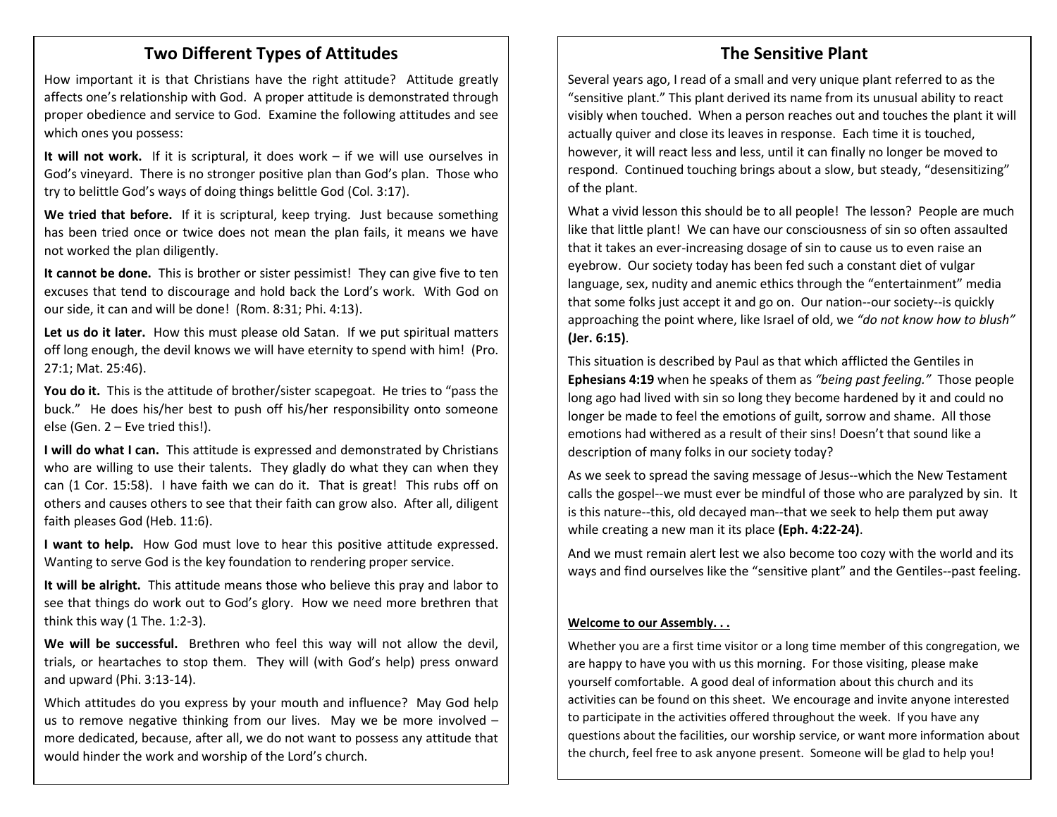## Two Different Types of Attitudes

How important it is that Christians have the right attitude? Attitude greatly affects one's relationship with God. A proper attitude is demonstrated through proper obedience and service to God. Examine the following attitudes and see which ones you possess:

**It will not work.** If it is scriptural, it does work – if we will use ourselves in God's vineyard. There is no stronger positive plan than God's plan. Those who try to belittle God's ways of doing things belittle God (Col. 3:17).

**We tried that before.** If it is scriptural, keep trying. Just because something has been tried once or twice does not mean the plan fails, it means we have not worked the plan diligently.

**It cannot be done.** This is brother or sister pessimist! They can give five to ten excuses that tend to discourage and hold back the Lord's work. With God on our side, it can and will be done! (Rom. 8:31; Phi. 4:13).

**Let us do it later.** How this must please old Satan. If we put spiritual matters off long enough, the devil knows we will have eternity to spend with him! (Pro. 27:1; Mat. 25:46).

**You do it.** This is the attitude of brother/sister scapegoat. He tries to "pass the buck." He does his/her best to push off his/her responsibility onto someone else (Gen. 2 – Eve tried this!).

**I will do what I can.** This attitude is expressed and demonstrated by Christians who are willing to use their talents. They gladly do what they can when they can (1 Cor. 15:58). I have faith we can do it. That is great! This rubs off on others and causes others to see that their faith can grow also. After all, diligent faith pleases God (Heb. 11:6).

**I want to help.** How God must love to hear this positive attitude expressed. Wanting to serve God is the key foundation to rendering proper service.

**It will be alright.** This attitude means those who believe this pray and labor to see that things do work out to God's glory. How we need more brethren that think this way (1 The. 1:2-3).

**We will be successful.** Brethren who feel this way will not allow the devil, trials, or heartaches to stop them. They will (with God's help) press onward and upward (Phi. 3:13-14).

Which attitudes do you express by your mouth and influence? May God help us to remove negative thinking from our lives. May we be more involved – more dedicated, because, after all, we do not want to possess any attitude that would hinder the work and worship of the Lord's church.

## The Sensitive Plant

Several years ago, I read of a small and very unique plant referred to as the "sensitive plant." This plant derived its name from its unusual ability to react visibly when touched. When a person reaches out and touches the plant it will actually quiver and close its leaves in response. Each time it is touched, however, it will react less and less, until it can finally no longer be moved to respond. Continued touching brings about a slow, but steady, "desensitizing" of the plant.

What a vivid lesson this should be to all people! The lesson? People are much like that little plant! We can have our consciousness of sin so often assaulted that it takes an ever-increasing dosage of sin to cause us to even raise an eyebrow. Our society today has been fed such a constant diet of vulgar language, sex, nudity and anemic ethics through the "entertainment" media that some folks just accept it and go on. Our nation--our society--is quickly approaching the point where, like Israel of old, we *"do not know how to blush"* **(Jer. 6:15)**.

This situation is described by Paul as that which afflicted the Gentiles in **Ephesians 4:19** when he speaks of them as *"being past feeling."* Those people long ago had lived with sin so long they become hardened by it and could no longer be made to feel the emotions of guilt, sorrow and shame. All those emotions had withered as a result of their sins! Doesn't that sound like a description of many folks in our society today?

As we seek to spread the saving message of Jesus--which the New Testament calls the gospel--we must ever be mindful of those who are paralyzed by sin. It is this nature--this, old decayed man--that we seek to help them put away while creating a new man it its place **(Eph. 4:22-24)**.

And we must remain alert lest we also become too cozy with the world and its ways and find ourselves like the "sensitive plant" and the Gentiles--past feeling.

**Welcome to our Assembly. . .**

Whether you are a first time visitor or a long time member of this congregation, we are happy to have you with us this morning. For those visiting, please make yourself comfortable. A good deal of information about this church and its activities can be found on this sheet. We encourage and invite anyone interested to participate in the activities offered throughout the week. If you have any questions about the facilities, our worship service, or want more information about the church, feel free to ask anyone present. Someone will be glad to help you!